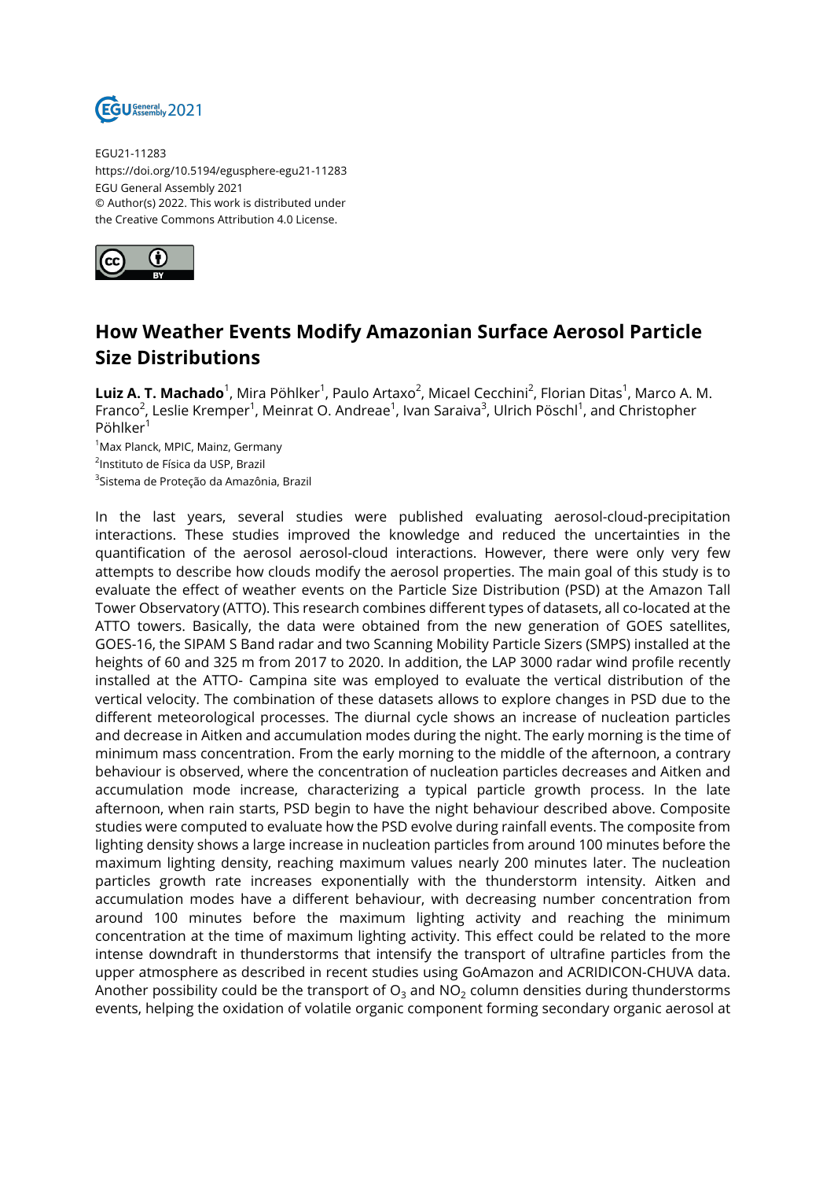EGU21-11283
https://doi.org/10.5194/egusphere-egu21-11283
EGU General Assembly 2021
© Author(s) 2022. This work is distributed under
the Creative Commons Attribution 4.0 License.

# How Weather Events Modify Amazonian Surface Aerosol Particle Size Distributions

**Luiz A. T. Machado**[1], Mira Pöhlker[1], Paulo Artaxo[2], Micael Cecchini[2], Florian Ditas[1], Marco A. M. Franco[2], Leslie Kremper[1], Meinrat O. Andreae[1], Ivan Saraiva[3], Ulrich Pöschl[1], and Christopher Pöhlker[1]

[1]Max Planck, MPIC, Mainz, Germany
[2]Instituto de Física da USP, Brazil
[3]Sistema de Proteção da Amazônia, Brazil

In the last years, several studies were published evaluating aerosol-cloud-precipitation interactions. These studies improved the knowledge and reduced the uncertainties in the quantification of the aerosol aerosol-cloud interactions. However, there were only very few attempts to describe how clouds modify the aerosol properties. The main goal of this study is to evaluate the effect of weather events on the Particle Size Distribution (PSD) at the Amazon Tall Tower Observatory (ATTO). This research combines different types of datasets, all co-located at the ATTO towers. Basically, the data were obtained from the new generation of GOES satellites, GOES-16, the SIPAM S Band radar and two Scanning Mobility Particle Sizers (SMPS) installed at the heights of 60 and 325 m from 2017 to 2020. In addition, the LAP 3000 radar wind profile recently installed at the ATTO- Campina site was employed to evaluate the vertical distribution of the vertical velocity. The combination of these datasets allows to explore changes in PSD due to the different meteorological processes. The diurnal cycle shows an increase of nucleation particles and decrease in Aitken and accumulation modes during the night. The early morning is the time of minimum mass concentration. From the early morning to the middle of the afternoon, a contrary behaviour is observed, where the concentration of nucleation particles decreases and Aitken and accumulation mode increase, characterizing a typical particle growth process. In the late afternoon, when rain starts, PSD begin to have the night behaviour described above. Composite studies were computed to evaluate how the PSD evolve during rainfall events. The composite from lighting density shows a large increase in nucleation particles from around 100 minutes before the maximum lighting density, reaching maximum values nearly 200 minutes later. The nucleation particles growth rate increases exponentially with the thunderstorm intensity. Aitken and accumulation modes have a different behaviour, with decreasing number concentration from around 100 minutes before the maximum lighting activity and reaching the minimum concentration at the time of maximum lighting activity. This effect could be related to the more intense downdraft in thunderstorms that intensify the transport of ultrafine particles from the upper atmosphere as described in recent studies using GoAmazon and ACRIDICON-CHUVA data. Another possibility could be the transport of $O_3$ and $NO_2$ column densities during thunderstorms events, helping the oxidation of volatile organic component forming secondary organic aerosol at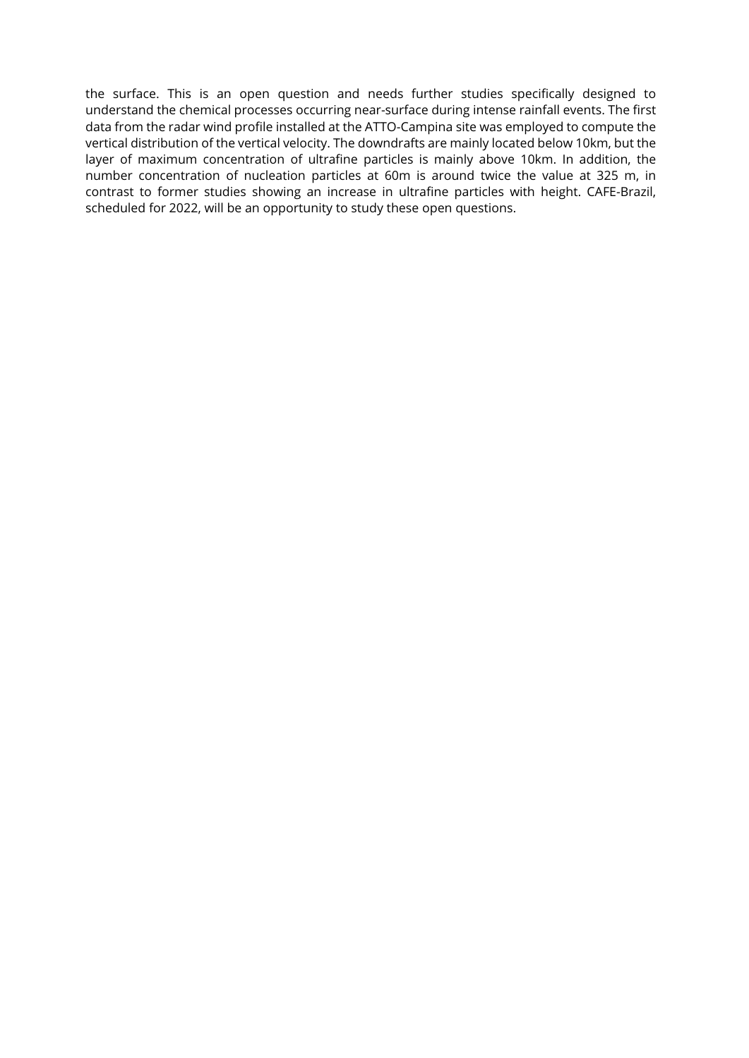the surface. This is an open question and needs further studies specifically designed to understand the chemical processes occurring near-surface during intense rainfall events. The first data from the radar wind profile installed at the ATTO-Campina site was employed to compute the vertical distribution of the vertical velocity. The downdrafts are mainly located below 10km, but the layer of maximum concentration of ultrafine particles is mainly above 10km. In addition, the number concentration of nucleation particles at 60m is around twice the value at 325 m, in contrast to former studies showing an increase in ultrafine particles with height. CAFE-Brazil, scheduled for 2022, will be an opportunity to study these open questions.